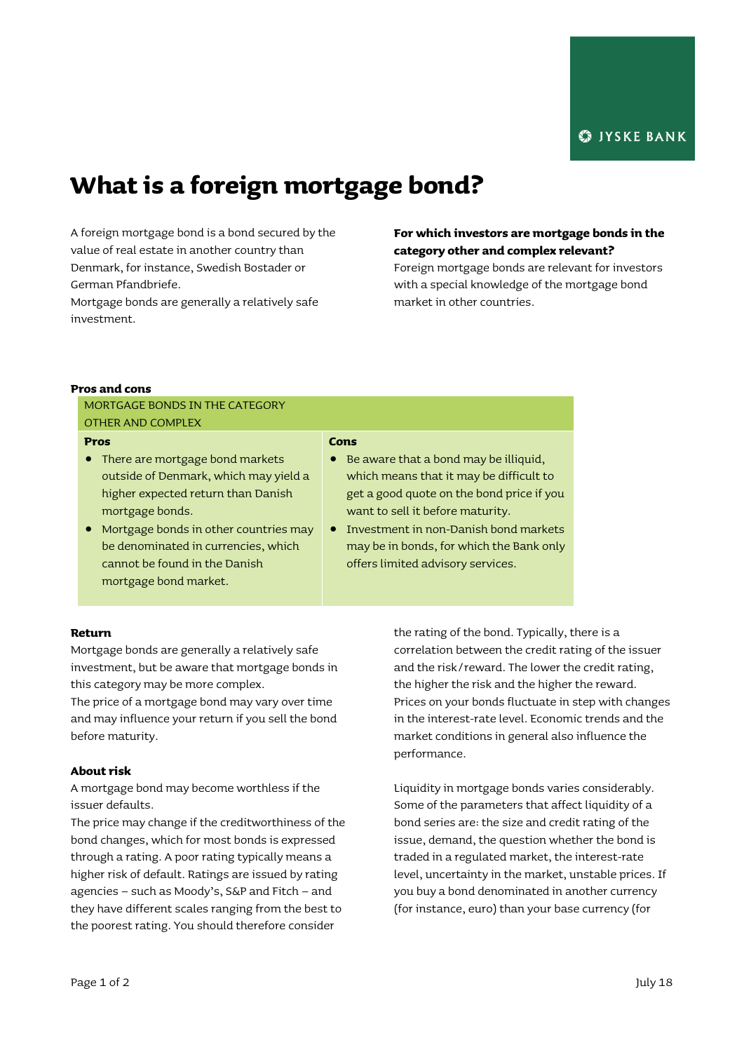# What is a foreign mortgage bond?

A foreign mortgage bond is a bond secured by the value of real estate in another country than Denmark, for instance, Swedish Bostader or German Pfandbriefe.
Mortgage bonds are generally a relatively safe investment.

**For which investors are mortgage bonds in the category other and complex relevant?**
Foreign mortgage bonds are relevant for investors with a special knowledge of the mortgage bond market in other countries.

**Pros and cons**

| MORTGAGE BONDS IN THE CATEGORY OTHER AND COMPLEX | |
|---|---|
| **Pros** | **Cons** |
| • There are mortgage bond markets outside of Denmark, which may yield a higher expected return than Danish mortgage bonds.<br>• Mortgage bonds in other countries may be denominated in currencies, which cannot be found in the Danish mortgage bond market. | • Be aware that a bond may be illiquid, which means that it may be difficult to get a good quote on the bond price if you want to sell it before maturity.<br>• Investment in non-Danish bond markets may be in bonds, for which the Bank only offers limited advisory services. |

**Return**
Mortgage bonds are generally a relatively safe investment, but be aware that mortgage bonds in this category may be more complex.
The price of a mortgage bond may vary over time and may influence your return if you sell the bond before maturity.

**About risk**
A mortgage bond may become worthless if the issuer defaults.
The price may change if the creditworthiness of the bond changes, which for most bonds is expressed through a rating. A poor rating typically means a higher risk of default. Ratings are issued by rating agencies – such as Moody's, S&P and Fitch – and they have different scales ranging from the best to the poorest rating. You should therefore consider the rating of the bond. Typically, there is a correlation between the credit rating of the issuer and the risk/reward. The lower the credit rating, the higher the risk and the higher the reward.
Prices on your bonds fluctuate in step with changes in the interest-rate level. Economic trends and the market conditions in general also influence the performance.

Liquidity in mortgage bonds varies considerably. Some of the parameters that affect liquidity of a bond series are: the size and credit rating of the issue, demand, the question whether the bond is traded in a regulated market, the interest-rate level, uncertainty in the market, unstable prices. If you buy a bond denominated in another currency (for instance, euro) than your base currency (for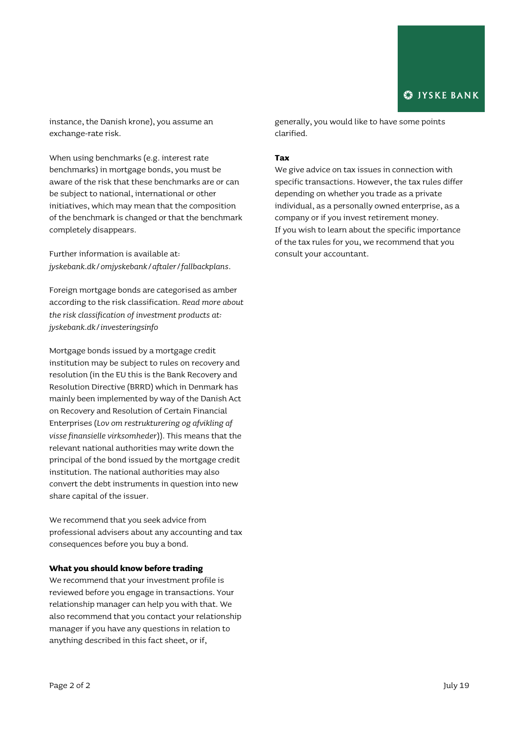instance, the Danish krone), you assume an exchange-rate risk.

When using benchmarks (e.g. interest rate benchmarks) in mortgage bonds, you must be aware of the risk that these benchmarks are or can be subject to national, international or other initiatives, which may mean that the composition of the benchmark is changed or that the benchmark completely disappears.

Further information is available at: *jyskebank.dk/omjyskebank/aftaler/fallbackplans*.

Foreign mortgage bonds are categorised as amber according to the risk classification. *Read more about the risk classification of investment products at: jyskebank.dk/investeringsinfo*

Mortgage bonds issued by a mortgage credit institution may be subject to rules on recovery and resolution (in the EU this is the Bank Recovery and Resolution Directive (BRRD) which in Denmark has mainly been implemented by way of the Danish Act on Recovery and Resolution of Certain Financial Enterprises (*Lov om restrukturering og afvikling af visse finansielle virksomheder*)). This means that the relevant national authorities may write down the principal of the bond issued by the mortgage credit institution. The national authorities may also convert the debt instruments in question into new share capital of the issuer.

We recommend that you seek advice from professional advisers about any accounting and tax consequences before you buy a bond.

**What you should know before trading**

We recommend that your investment profile is reviewed before you engage in transactions. Your relationship manager can help you with that. We also recommend that you contact your relationship manager if you have any questions in relation to anything described in this fact sheet, or if, generally, you would like to have some points clarified.

**Tax**

We give advice on tax issues in connection with specific transactions. However, the tax rules differ depending on whether you trade as a private individual, as a personally owned enterprise, as a company or if you invest retirement money. If you wish to learn about the specific importance of the tax rules for you, we recommend that you consult your accountant.